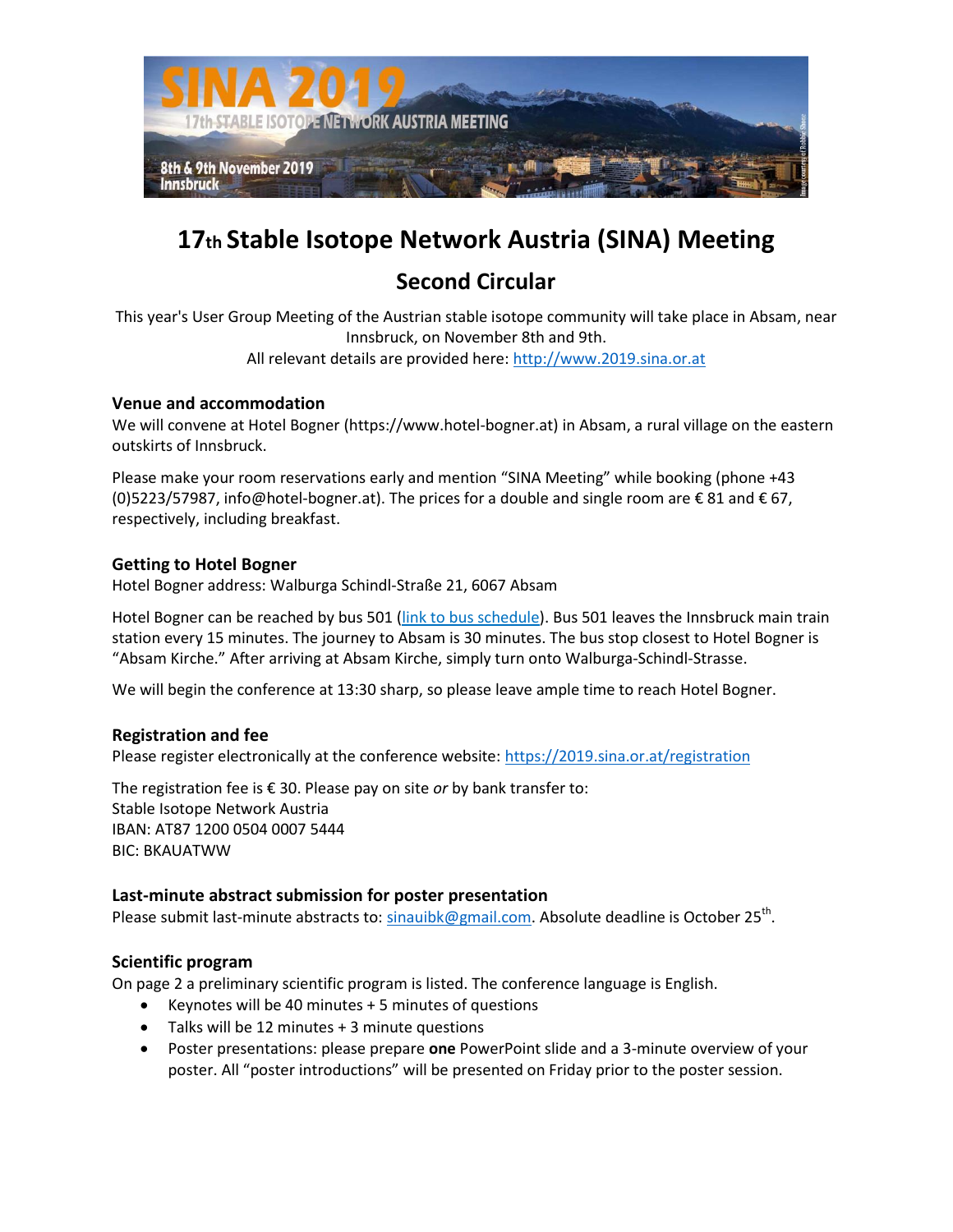# 17th Stable Isotope Network Austria (SINA) Meeting

## Second Circular

This year's User Group Meeting of the Austrian stable isotope community will take place in Absam, near Innsbruck, on November 8th and 9th.
All relevant details are provided here: http://www.2019.sina.or.at

### Venue and accommodation

We will convene at Hotel Bogner (https://www.hotel-bogner.at) in Absam, a rural village on the eastern outskirts of Innsbruck.

Please make your room reservations early and mention "SINA Meeting" while booking (phone +43 (0)5223/57987, info@hotel-bogner.at). The prices for a double and single room are € 81 and € 67, respectively, including breakfast.

### Getting to Hotel Bogner

Hotel Bogner address: Walburga Schindl-Straße 21, 6067 Absam

Hotel Bogner can be reached by bus 501 (link to bus schedule). Bus 501 leaves the Innsbruck main train station every 15 minutes. The journey to Absam is 30 minutes. The bus stop closest to Hotel Bogner is "Absam Kirche." After arriving at Absam Kirche, simply turn onto Walburga-Schindl-Strasse.

We will begin the conference at 13:30 sharp, so please leave ample time to reach Hotel Bogner.

### Registration and fee

Please register electronically at the conference website: https://2019.sina.or.at/registration

The registration fee is € 30. Please pay on site *or* by bank transfer to:
Stable Isotope Network Austria
IBAN: AT87 1200 0504 0007 5444
BIC: BKAUATWW

### Last-minute abstract submission for poster presentation

Please submit last-minute abstracts to: sinauibk@gmail.com. Absolute deadline is October 25th.

### Scientific program

On page 2 a preliminary scientific program is listed. The conference language is English.

- Keynotes will be 40 minutes + 5 minutes of questions
- Talks will be 12 minutes + 3 minute questions
- Poster presentations: please prepare **one** PowerPoint slide and a 3-minute overview of your poster. All "poster introductions" will be presented on Friday prior to the poster session.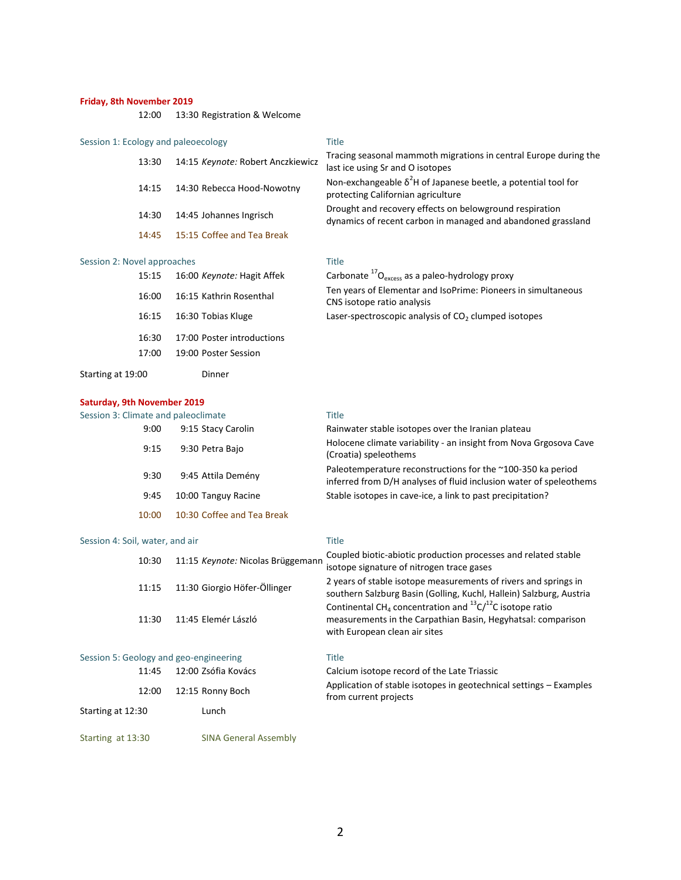**Friday, 8th November 2019**

12:00 13:30 Registration & Welcome

| Session 1: Ecology and paleoecology | | | Title |
|---|---|---|---|
| 13:30 | 14:15 | *Keynote:* Robert Anczkiewicz | Tracing seasonal mammoth migrations in central Europe during the last ice using Sr and O isotopes |
| 14:15 | 14:30 | Rebecca Hood-Nowotny | Non-exchangeable $\delta^2$H of Japanese beetle, a potential tool for protecting Californian agriculture |
| 14:30 | 14:45 | Johannes Ingrisch | Drought and recovery effects on belowground respiration dynamics of recent carbon in managed and abandoned grassland |
| 14:45 | 15:15 | Coffee and Tea Break | |

| Session 2: Novel approaches | | | Title |
|---|---|---|---|
| 15:15 | 16:00 | *Keynote:* Hagit Affek | Carbonate $^{17}O_{excess}$ as a paleo-hydrology proxy |
| 16:00 | 16:15 | Kathrin Rosenthal | Ten years of Elementar and IsoPrime: Pioneers in simultaneous CNS isotope ratio analysis |
| 16:15 | 16:30 | Tobias Kluge | Laser-spectroscopic analysis of $CO_2$ clumped isotopes |
| 16:30 | 17:00 | Poster introductions | |
| 17:00 | 19:00 | Poster Session | |

Starting at 19:00 Dinner

**Saturday, 9th November 2019**

| Session 3: Climate and paleoclimate | | | Title |
|---|---|---|---|
| 9:00 | 9:15 | Stacy Carolin | Rainwater stable isotopes over the Iranian plateau |
| 9:15 | 9:30 | Petra Bajo | Holocene climate variability - an insight from Nova Grgosova Cave (Croatia) speleothems |
| 9:30 | 9:45 | Attila Demény | Paleotemperature reconstructions for the ~100-350 ka period inferred from D/H analyses of fluid inclusion water of speleothems |
| 9:45 | 10:00 | Tanguy Racine | Stable isotopes in cave-ice, a link to past precipitation? |
| 10:00 | 10:30 | Coffee and Tea Break | |

| Session 4: Soil, water, and air | | | Title |
|---|---|---|---|
| 10:30 | 11:15 | *Keynote:* Nicolas Brüggemann | Coupled biotic-abiotic production processes and related stable isotope signature of nitrogen trace gases |
| 11:15 | 11:30 | Giorgio Höfer-Öllinger | 2 years of stable isotope measurements of rivers and springs in southern Salzburg Basin (Golling, Kuchl, Hallein) Salzburg, Austria |
| 11:30 | 11:45 | Elemér László | Continental $CH_4$ concentration and $^{13}C/^{12}C$ isotope ratio measurements in the Carpathian Basin, Hegyhatsal: comparison with European clean air sites |

| Session 5: Geology and geo-engineering | | | Title |
|---|---|---|---|
| 11:45 | 12:00 | Zsófia Kovács | Calcium isotope record of the Late Triassic |
| 12:00 | 12:15 | Ronny Boch | Application of stable isotopes in geotechnical settings – Examples from current projects |

Starting at 12:30 Lunch

Starting at 13:30 SINA General Assembly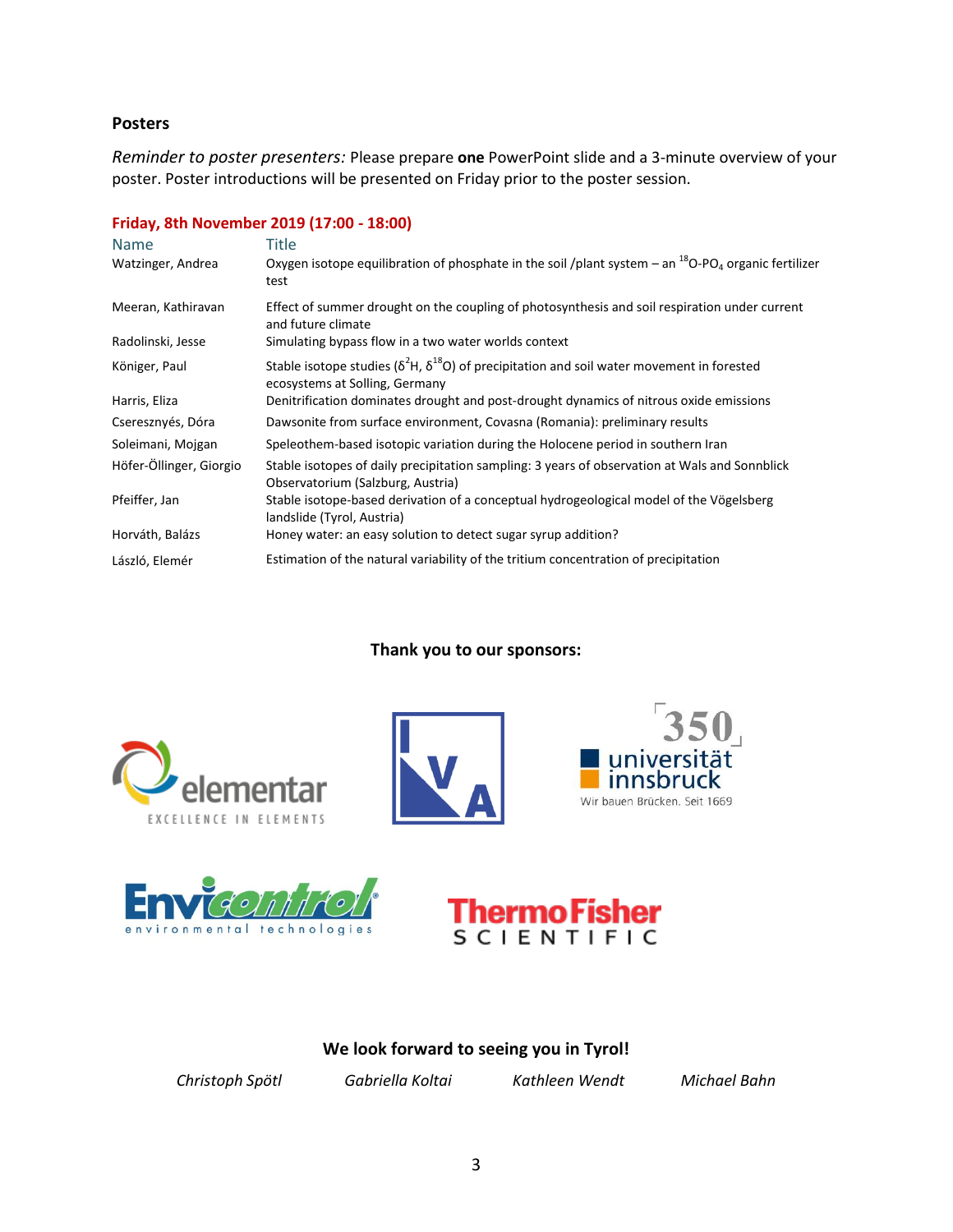### Posters

*Reminder to poster presenters:* Please prepare **one** PowerPoint slide and a 3-minute overview of your poster. Poster introductions will be presented on Friday prior to the poster session.

**Friday, 8th November 2019 (17:00 - 18:00)**

| Name | Title |
|---|---|
| Watzinger, Andrea | Oxygen isotope equilibration of phosphate in the soil /plant system – an $^{18}O\text{-}PO_4$ organic fertilizer test |
| Meeran, Kathiravan | Effect of summer drought on the coupling of photosynthesis and soil respiration under current and future climate |
| Radolinski, Jesse | Simulating bypass flow in a two water worlds context |
| Königer, Paul | Stable isotope studies ($\delta^2H$, $\delta^{18}O$) of precipitation and soil water movement in forested ecosystems at Solling, Germany |
| Harris, Eliza | Denitrification dominates drought and post-drought dynamics of nitrous oxide emissions |
| Cseresznyés, Dóra | Dawsonite from surface environment, Covasna (Romania): preliminary results |
| Soleimani, Mojgan | Speleothem-based isotopic variation during the Holocene period in southern Iran |
| Höfer-Öllinger, Giorgio | Stable isotopes of daily precipitation sampling: 3 years of observation at Wals and Sonnblick Observatorium (Salzburg, Austria) |
| Pfeiffer, Jan | Stable isotope-based derivation of a conceptual hydrogeological model of the Vögelsberg landslide (Tyrol, Austria) |
| Horváth, Balázs | Honey water: an easy solution to detect sugar syrup addition? |
| László, Elemér | Estimation of the natural variability of the tritium concentration of precipitation |

**Thank you to our sponsors:**

elementar EXCELLENCE IN ELEMENTS

IVA

350 universität innsbruck Wir bauen Brücken. Seit 1669

Envicontrol environmental technologies

ThermoFisher SCIENTIFIC

**We look forward to seeing you in Tyrol!**

*Christoph Spötl* *Gabriella Koltai* *Kathleen Wendt* *Michael Bahn*